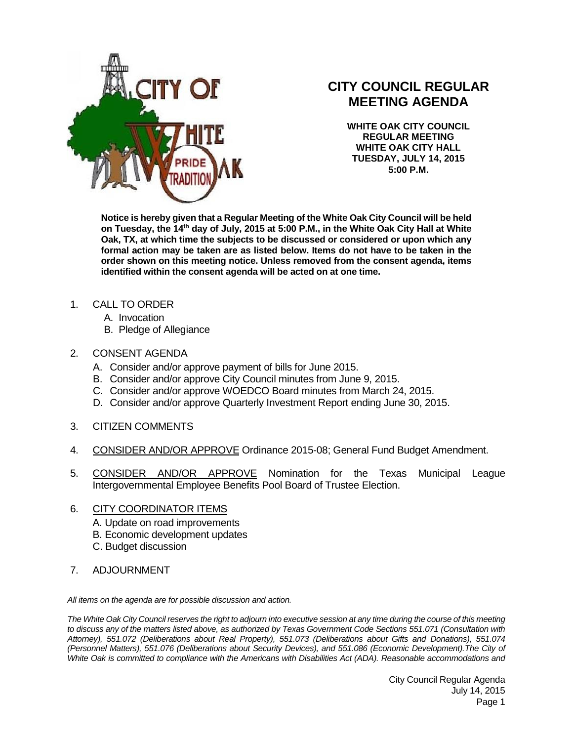# CITY COUNCIL REGULAR MEETING AGENDA

**WHITE OAK CITY COUNCIL REGULAR MEETING**
**WHITE OAK CITY HALL**
**TUESDAY, JULY 14, 2015**
**5:00 P.M.**

**Notice is hereby given that a Regular Meeting of the White Oak City Council will be held on Tuesday, the 14th day of July, 2015 at 5:00 P.M., in the White Oak City Hall at White Oak, TX, at which time the subjects to be discussed or considered or upon which any formal action may be taken are as listed below. Items do not have to be taken in the order shown on this meeting notice. Unless removed from the consent agenda, items identified within the consent agenda will be acted on at one time.**

1. CALL TO ORDER
   - A. Invocation
   - B. Pledge of Allegiance

2. CONSENT AGENDA
   - A. Consider and/or approve payment of bills for June 2015.
   - B. Consider and/or approve City Council minutes from June 9, 2015.
   - C. Consider and/or approve WOEDCO Board minutes from March 24, 2015.
   - D. Consider and/or approve Quarterly Investment Report ending June 30, 2015.

3. CITIZEN COMMENTS

4. CONSIDER AND/OR APPROVE Ordinance 2015-08; General Fund Budget Amendment.

5. CONSIDER AND/OR APPROVE Nomination for the Texas Municipal League Intergovernmental Employee Benefits Pool Board of Trustee Election.

6. CITY COORDINATOR ITEMS
   - A. Update on road improvements
   - B. Economic development updates
   - C. Budget discussion

7. ADJOURNMENT

*All items on the agenda are for possible discussion and action.*

*The White Oak City Council reserves the right to adjourn into executive session at any time during the course of this meeting to discuss any of the matters listed above, as authorized by Texas Government Code Sections 551.071 (Consultation with Attorney), 551.072 (Deliberations about Real Property), 551.073 (Deliberations about Gifts and Donations), 551.074 (Personnel Matters), 551.076 (Deliberations about Security Devices), and 551.086 (Economic Development).The City of White Oak is committed to compliance with the Americans with Disabilities Act (ADA). Reasonable accommodations and*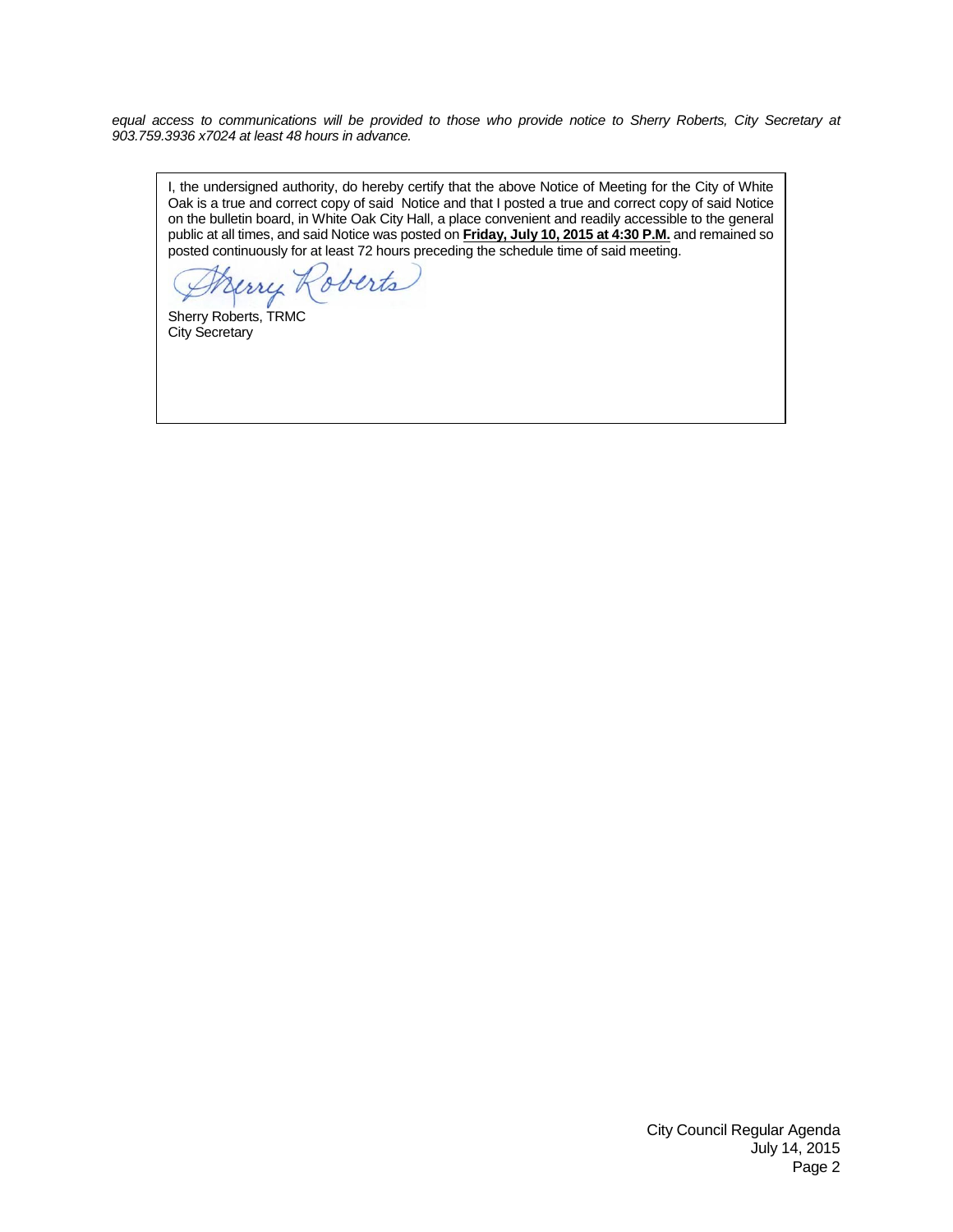*equal access to communications will be provided to those who provide notice to Sherry Roberts, City Secretary at 903.759.3936 x7024 at least 48 hours in advance.*

I, the undersigned authority, do hereby certify that the above Notice of Meeting for the City of White Oak is a true and correct copy of said Notice and that I posted a true and correct copy of said Notice on the bulletin board, in White Oak City Hall, a place convenient and readily accessible to the general public at all times, and said Notice was posted on **Friday, July 10, 2015 at 4:30 P.M.** and remained so posted continuously for at least 72 hours preceding the schedule time of said meeting.

Sherry Roberts

Sherry Roberts, TRMC
City Secretary